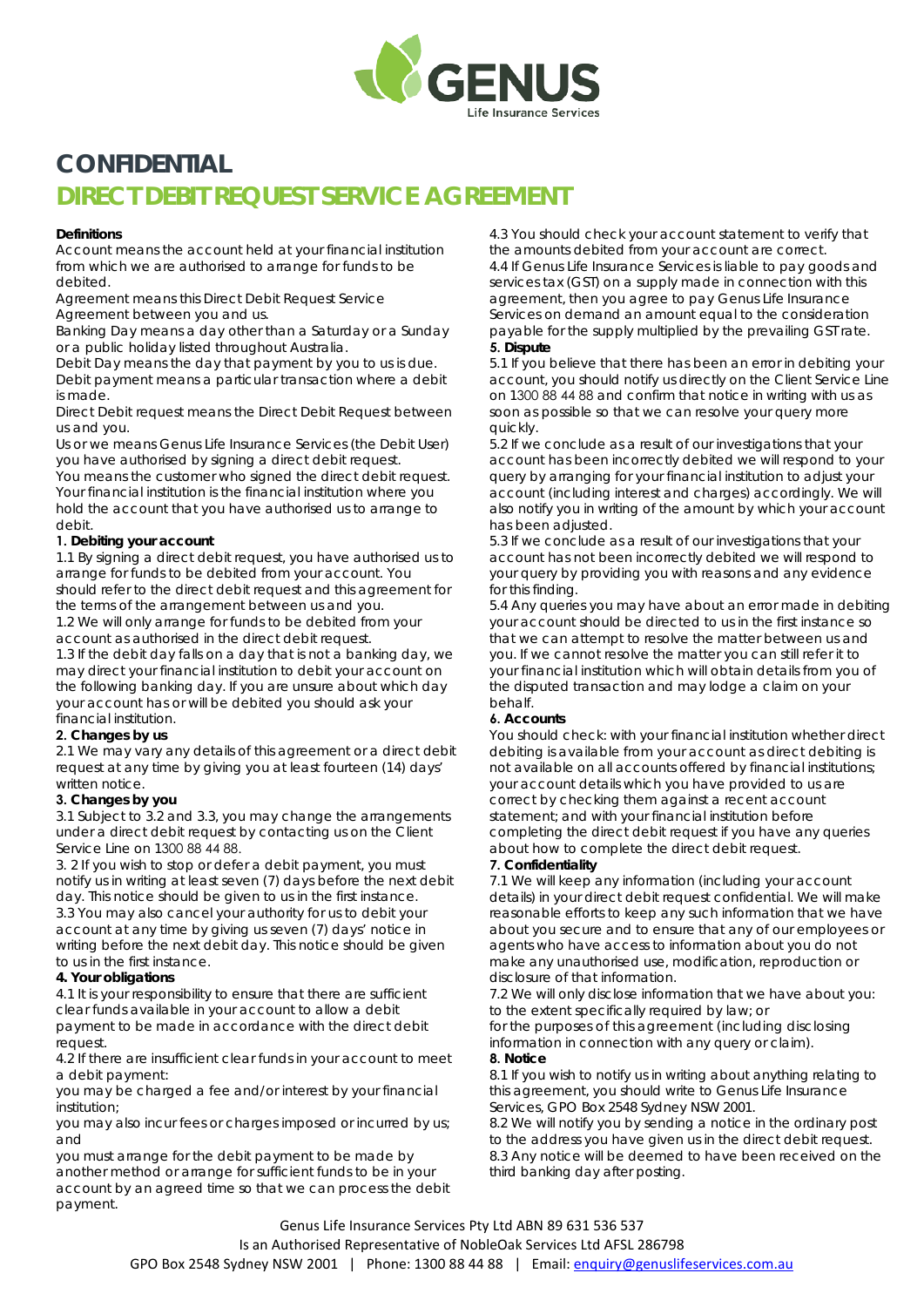# CONFIDENTIAL

## DIRECT DEBIT REQUEST SERVICE AGREEMENT

**Definitions**

Account means the account held at your financial institution from which we are authorised to arrange for funds to be debited.

Agreement means this Direct Debit Request Service Agreement between you and us.

Banking Day means a day other than a Saturday or a Sunday or a public holiday listed throughout Australia.

Debit Day means the day that payment by you to us is due.

Debit payment means a particular transaction where a debit is made.

Direct Debit request means the Direct Debit Request between us and you.

Us or we means Genus Life Insurance Services (the Debit User) you have authorised by signing a direct debit request.

You means the customer who signed the direct debit request.

Your financial institution is the financial institution where you hold the account that you have authorised us to arrange to debit.

**1. Debiting your account**

1.1 By signing a direct debit request, you have authorised us to arrange for funds to be debited from your account. You should refer to the direct debit request and this agreement for the terms of the arrangement between us and you.

1.2 We will only arrange for funds to be debited from your account as authorised in the direct debit request.

1.3 If the debit day falls on a day that is not a banking day, we may direct your financial institution to debit your account on the following banking day. If you are unsure about which day your account has or will be debited you should ask your financial institution.

**2. Changes by us**

2.1 We may vary any details of this agreement or a direct debit request at any time by giving you at least fourteen (14) days' written notice.

**3. Changes by you**

3.1 Subject to 3.2 and 3.3, you may change the arrangements under a direct debit request by contacting us on the Client Service Line on 1300 88 44 88.

3. 2 If you wish to stop or defer a debit payment, you must notify us in writing at least seven (7) days before the next debit day. This notice should be given to us in the first instance.

3.3 You may also cancel your authority for us to debit your account at any time by giving us seven (7) days' notice in writing before the next debit day. This notice should be given to us in the first instance.

**4. Your obligations**

4.1 It is your responsibility to ensure that there are sufficient clear funds available in your account to allow a debit payment to be made in accordance with the direct debit request.

4.2 If there are insufficient clear funds in your account to meet a debit payment:

you may be charged a fee and/or interest by your financial institution;

you may also incur fees or charges imposed or incurred by us; and

you must arrange for the debit payment to be made by another method or arrange for sufficient funds to be in your account by an agreed time so that we can process the debit payment.

4.3 You should check your account statement to verify that the amounts debited from your account are correct.

4.4 If Genus Life Insurance Services is liable to pay goods and services tax (GST) on a supply made in connection with this agreement, then you agree to pay Genus Life Insurance Services on demand an amount equal to the consideration payable for the supply multiplied by the prevailing GST rate.

**5. Dispute**

5.1 If you believe that there has been an error in debiting your account, you should notify us directly on the Client Service Line on 1300 88 44 88 and confirm that notice in writing with us as soon as possible so that we can resolve your query more quickly.

5.2 If we conclude as a result of our investigations that your account has been incorrectly debited we will respond to your query by arranging for your financial institution to adjust your account (including interest and charges) accordingly. We will also notify you in writing of the amount by which your account has been adjusted.

5.3 If we conclude as a result of our investigations that your account has not been incorrectly debited we will respond to your query by providing you with reasons and any evidence for this finding.

5.4 Any queries you may have about an error made in debiting your account should be directed to us in the first instance so that we can attempt to resolve the matter between us and you. If we cannot resolve the matter you can still refer it to your financial institution which will obtain details from you of the disputed transaction and may lodge a claim on your behalf.

**6. Accounts**

You should check: with your financial institution whether direct debiting is available from your account as direct debiting is not available on all accounts offered by financial institutions; your account details which you have provided to us are correct by checking them against a recent account statement; and with your financial institution before completing the direct debit request if you have any queries about how to complete the direct debit request.

**7. Confidentiality**

7.1 We will keep any information (including your account details) in your direct debit request confidential. We will make reasonable efforts to keep any such information that we have about you secure and to ensure that any of our employees or agents who have access to information about you do not make any unauthorised use, modification, reproduction or disclosure of that information.

7.2 We will only disclose information that we have about you: to the extent specifically required by law; or for the purposes of this agreement (including disclosing information in connection with any query or claim).

**8. Notice**

8.1 If you wish to notify us in writing about anything relating to this agreement, you should write to Genus Life Insurance Services, GPO Box 2548 Sydney NSW 2001.

8.2 We will notify you by sending a notice in the ordinary post to the address you have given us in the direct debit request.

8.3 Any notice will be deemed to have been received on the third banking day after posting.

Genus Life Insurance Services Pty Ltd ABN 89 631 536 537
Is an Authorised Representative of NobleOak Services Ltd AFSL 286798
GPO Box 2548 Sydney NSW 2001 | Phone: 1300 88 44 88 | Email: enquiry@genuslifeservices.com.au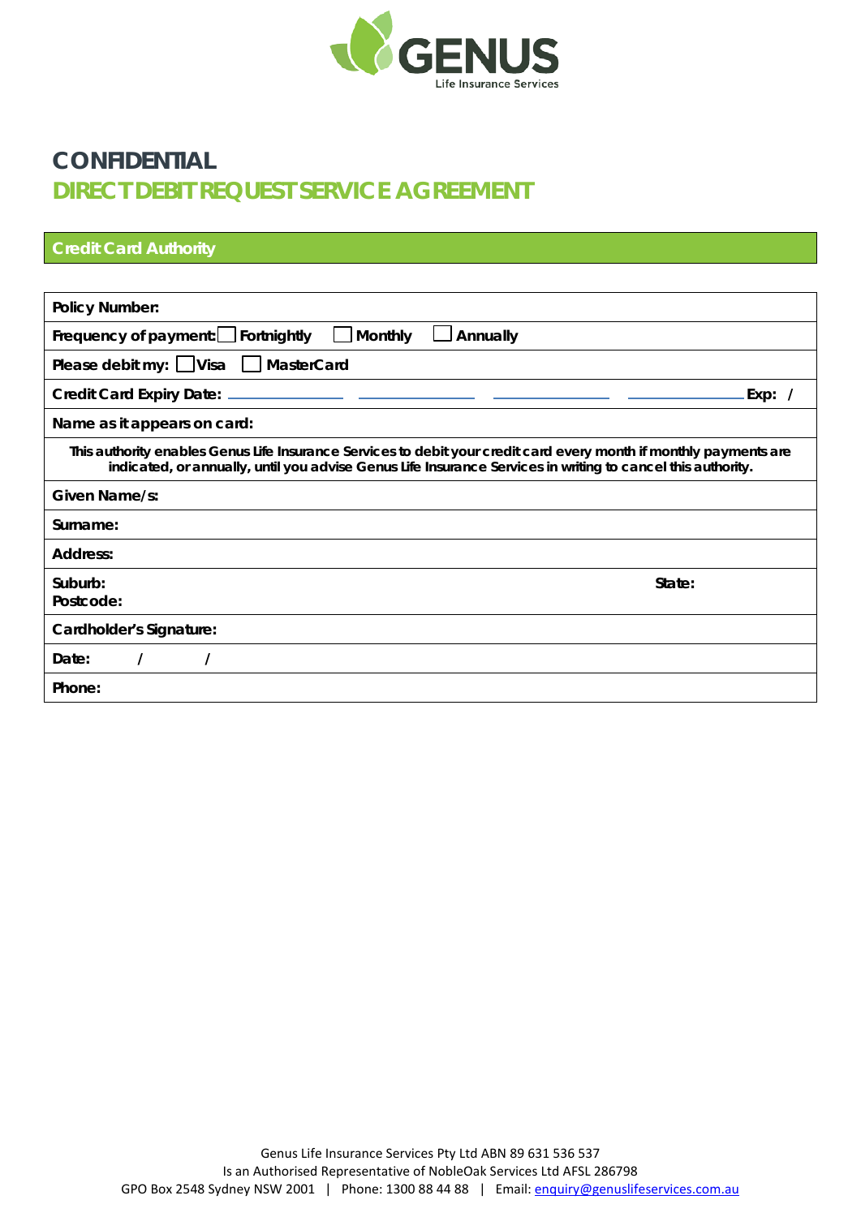GENUS
Life Insurance Services

# CONFIDENTIAL

## DIRECT DEBIT REQUEST SERVICE AGREEMENT

### Credit Card Authority

| Policy Number: |
|---|
| Frequency of payment: ☐ Fortnightly ☐ Monthly ☐ Annually |
| Please debit my: ☐ Visa ☐ MasterCard |
| Credit Card Expiry Date: ____________ ____________ ____________ ____________ Exp: / |
| Name as it appears on card: |
| **This authority enables Genus Life Insurance Services to debit your credit card every month if monthly payments are indicated, or annually, until you advise Genus Life Insurance Services in writing to cancel this authority.** |
| Given Name/s: |
| Surname: |
| Address: |
| Suburb: State: Postcode: |
| Cardholder's Signature: |
| Date: / / |
| Phone: |

Genus Life Insurance Services Pty Ltd ABN 89 631 536 537
Is an Authorised Representative of NobleOak Services Ltd AFSL 286798
GPO Box 2548 Sydney NSW 2001 | Phone: 1300 88 44 88 | Email: enquiry@genuslifeservices.com.au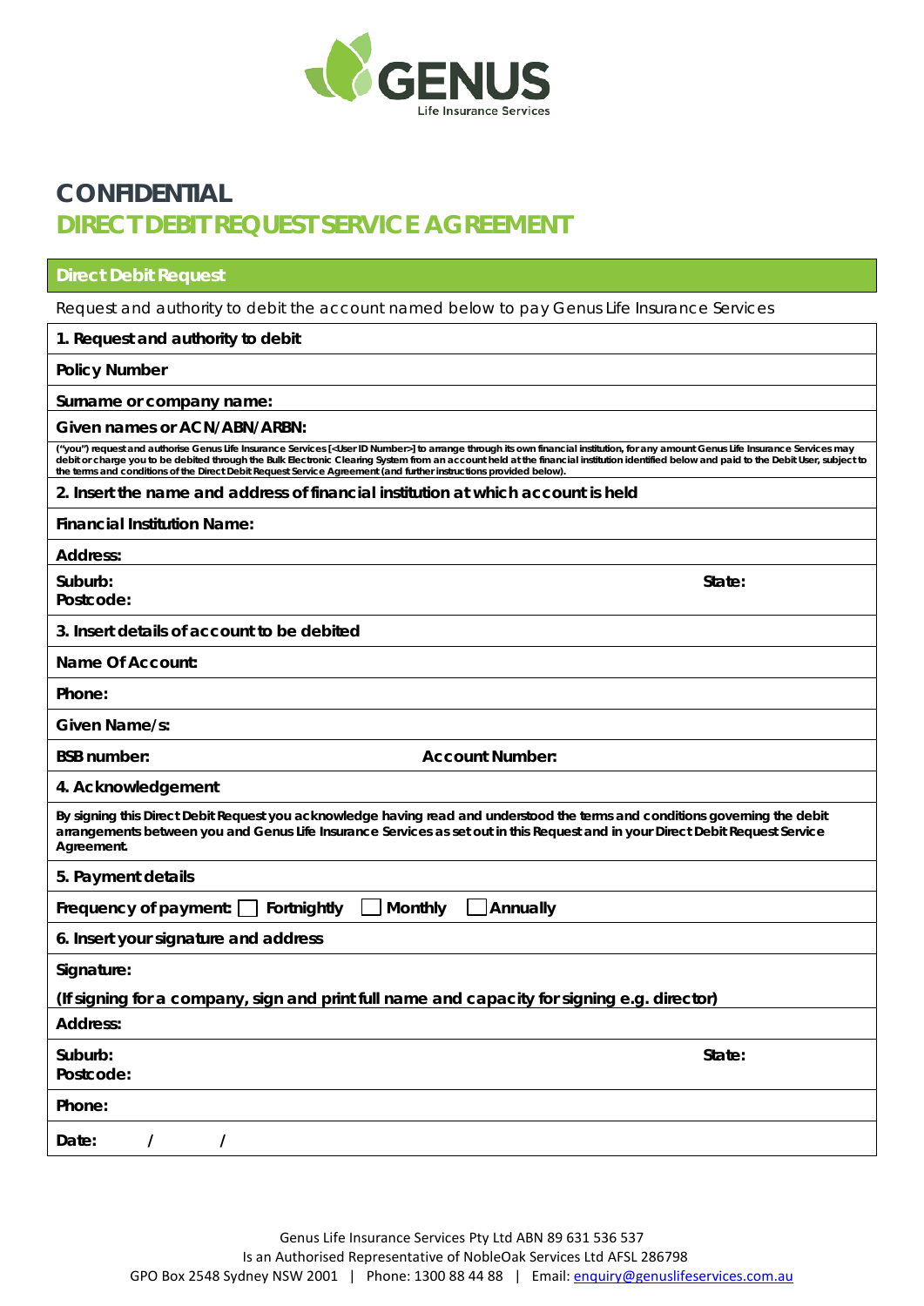Genus Life Insurance Services

# CONFIDENTIAL

## DIRECT DEBIT REQUEST SERVICE AGREEMENT

### Direct Debit Request

Request and authority to debit the account named below to pay Genus Life Insurance Services

**1. Request and authority to debit**

**Policy Number**

**Surname or company name:**

**Given names or ACN/ABN/ARBN:**

**("you") request and authorise Genus Life Insurance Services [<User ID Number>] to arrange through its own financial institution, for any amount Genus Life Insurance Services may debit or charge you to be debited through the Bulk Electronic Clearing System from an account held at the financial institution identified below and paid to the Debit User, subject to the terms and conditions of the Direct Debit Request Service Agreement (and further instructions provided below).**

**2. Insert the name and address of financial institution at which account is held**

**Financial Institution Name:**

**Address:**

**Suburb:** **State:**
**Postcode:**

**3. Insert details of account to be debited**

**Name Of Account:**

**Phone:**

**Given Name/s:**

**BSB number:** **Account Number:**

**4. Acknowledgement**

**By signing this Direct Debit Request you acknowledge having read and understood the terms and conditions governing the debit arrangements between you and Genus Life Insurance Services as set out in this Request and in your Direct Debit Request Service Agreement.**

**5. Payment details**

**Frequency of payment:** ☐ **Fortnightly** ☐ **Monthly** ☐ **Annually**

**6. Insert your signature and address**

**Signature:**

**(If signing for a company, sign and print full name and capacity for signing e.g. director)**

**Address:**

**Suburb:** **State:**
**Postcode:**

**Phone:**

**Date:** / /

Genus Life Insurance Services Pty Ltd ABN 89 631 536 537
Is an Authorised Representative of NobleOak Services Ltd AFSL 286798
GPO Box 2548 Sydney NSW 2001 | Phone: 1300 88 44 88 | Email: enquiry@genuslifeservices.com.au